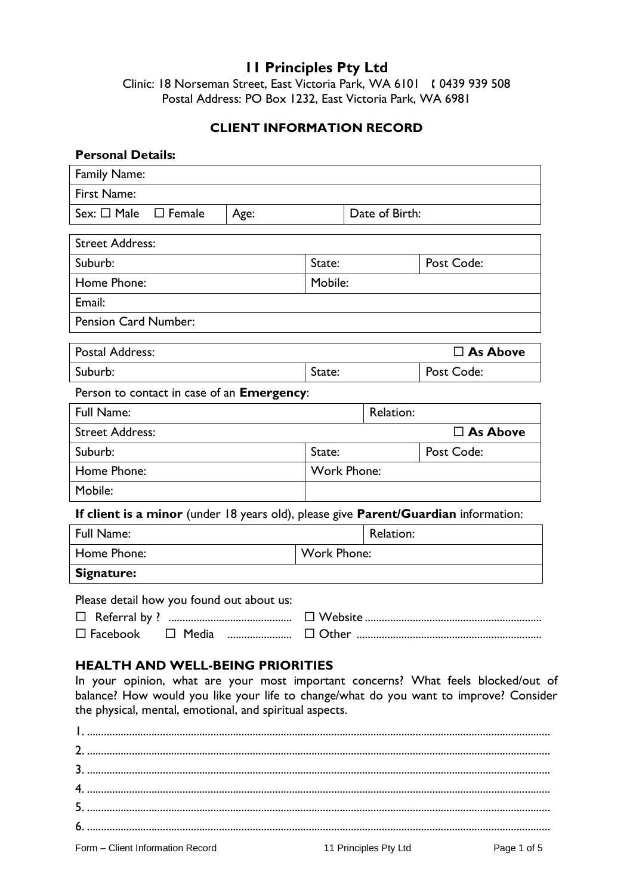# 11 Principles Pty Ltd

Clinic: 18 Norseman Street, East Victoria Park, WA 6101 ☎ 0439 939 508
Postal Address: PO Box 1232, East Victoria Park, WA 6981

## CLIENT INFORMATION RECORD

**Personal Details:**

| | | |
|---|---|---|
| Family Name: | | |
| First Name: | | |
| Sex: ☐ Male ☐ Female | Age: | Date of Birth: |

| | | |
|---|---|---|
| Street Address: | | |
| Suburb: | State: | Post Code: |
| Home Phone: | Mobile: | |
| Email: | | |
| Pension Card Number: | | |

| | | |
|---|---|---|
| Postal Address: | | ☐ **As Above** |
| Suburb: | State: | Post Code: |

Person to contact in case of an **Emergency**:

| | | |
|---|---|---|
| Full Name: | Relation: | |
| Street Address: | | ☐ **As Above** |
| Suburb: | State: | Post Code: |
| Home Phone: | Work Phone: | |
| Mobile: | | |

**If client is a minor** (under 18 years old), please give **Parent/Guardian** information:

| | |
|---|---|
| Full Name: | Relation: |
| Home Phone: | Work Phone: |
| **Signature:** | |

Please detail how you found out about us:

☐ Referral by ? .......................................... ☐ Website ..............................................................
☐ Facebook ☐ Media ...................... ☐ Other .................................................................

## HEALTH AND WELL-BEING PRIORITIES

In your opinion, what are your most important concerns? What feels blocked/out of balance? How would you like your life to change/what do you want to improve? Consider the physical, mental, emotional, and spiritual aspects.

1. ..................................................................................................................................................
2. ..................................................................................................................................................
3. ..................................................................................................................................................
4. ..................................................................................................................................................
5. ..................................................................................................................................................
6. ..................................................................................................................................................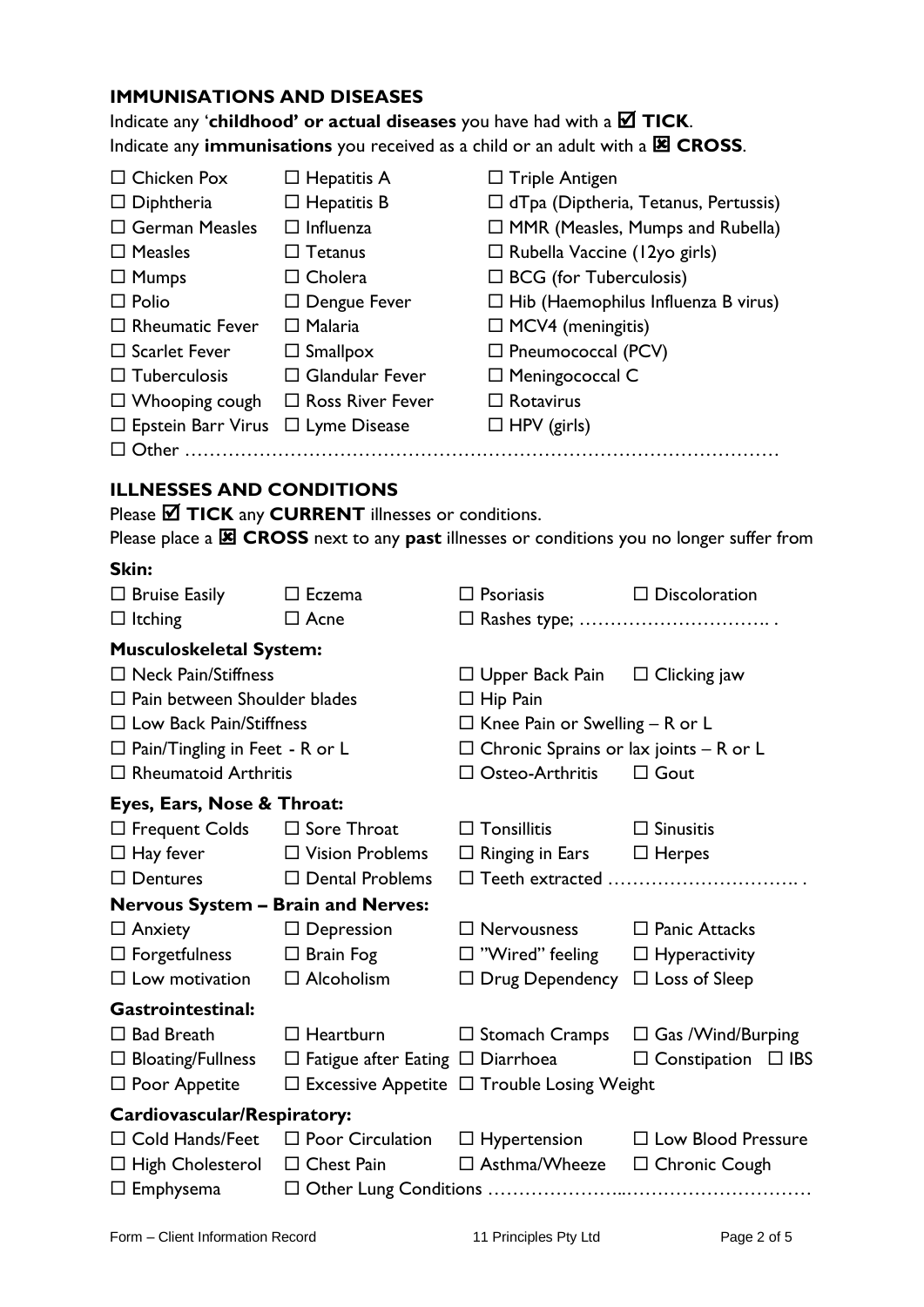## IMMUNISATIONS AND DISEASES

Indicate any '**childhood' or actual diseases** you have had with a ☑ **TICK**.
Indicate any **immunisations** you received as a child or an adult with a ☒ **CROSS**.

| | | |
|---|---|---|
| ☐ Chicken Pox | ☐ Hepatitis A | ☐ Triple Antigen |
| ☐ Diphtheria | ☐ Hepatitis B | ☐ dTpa (Diptheria, Tetanus, Pertussis) |
| ☐ German Measles | ☐ Influenza | ☐ MMR (Measles, Mumps and Rubella) |
| ☐ Measles | ☐ Tetanus | ☐ Rubella Vaccine (12yo girls) |
| ☐ Mumps | ☐ Cholera | ☐ BCG (for Tuberculosis) |
| ☐ Polio | ☐ Dengue Fever | ☐ Hib (Haemophilus Influenza B virus) |
| ☐ Rheumatic Fever | ☐ Malaria | ☐ MCV4 (meningitis) |
| ☐ Scarlet Fever | ☐ Smallpox | ☐ Pneumococcal (PCV) |
| ☐ Tuberculosis | ☐ Glandular Fever | ☐ Meningococcal C |
| ☐ Whooping cough | ☐ Ross River Fever | ☐ Rotavirus |
| ☐ Epstein Barr Virus | ☐ Lyme Disease | ☐ HPV (girls) |

☐ Other ……………………………………………………………………………………

## ILLNESSES AND CONDITIONS

Please ☑ **TICK** any **CURRENT** illnesses or conditions.
Please place a ☒ **CROSS** next to any **past** illnesses or conditions you no longer suffer from

### Skin:

| | | | |
|---|---|---|---|
| ☐ Bruise Easily | ☐ Eczema | ☐ Psoriasis | ☐ Discoloration |
| ☐ Itching | ☐ Acne | ☐ Rashes type; ………………………… . | |

### Musculoskeletal System:

| | |
|---|---|
| ☐ Neck Pain/Stiffness | ☐ Upper Back Pain ☐ Clicking jaw |
| ☐ Pain between Shoulder blades | ☐ Hip Pain |
| ☐ Low Back Pain/Stiffness | ☐ Knee Pain or Swelling – R or L |
| ☐ Pain/Tingling in Feet - R or L | ☐ Chronic Sprains or lax joints – R or L |
| ☐ Rheumatoid Arthritis | ☐ Osteo-Arthritis ☐ Gout |

### Eyes, Ears, Nose & Throat:

| | | | |
|---|---|---|---|
| ☐ Frequent Colds | ☐ Sore Throat | ☐ Tonsillitis | ☐ Sinusitis |
| ☐ Hay fever | ☐ Vision Problems | ☐ Ringing in Ears | ☐ Herpes |
| ☐ Dentures | ☐ Dental Problems | ☐ Teeth extracted ………………………… . | |

### Nervous System – Brain and Nerves:

| | | | |
|---|---|---|---|
| ☐ Anxiety | ☐ Depression | ☐ Nervousness | ☐ Panic Attacks |
| ☐ Forgetfulness | ☐ Brain Fog | ☐ "Wired" feeling | ☐ Hyperactivity |
| ☐ Low motivation | ☐ Alcoholism | ☐ Drug Dependency | ☐ Loss of Sleep |

### Gastrointestinal:

| | | | |
|---|---|---|---|
| ☐ Bad Breath | ☐ Heartburn | ☐ Stomach Cramps | ☐ Gas /Wind/Burping |
| ☐ Bloating/Fullness | ☐ Fatigue after Eating | ☐ Diarrhoea | ☐ Constipation ☐ IBS |
| ☐ Poor Appetite | ☐ Excessive Appetite | ☐ Trouble Losing Weight | |

### Cardiovascular/Respiratory:

| | | | |
|---|---|---|---|
| ☐ Cold Hands/Feet | ☐ Poor Circulation | ☐ Hypertension | ☐ Low Blood Pressure |
| ☐ High Cholesterol | ☐ Chest Pain | ☐ Asthma/Wheeze | ☐ Chronic Cough |
| ☐ Emphysema | ☐ Other Lung Conditions ………………….………………………… | | |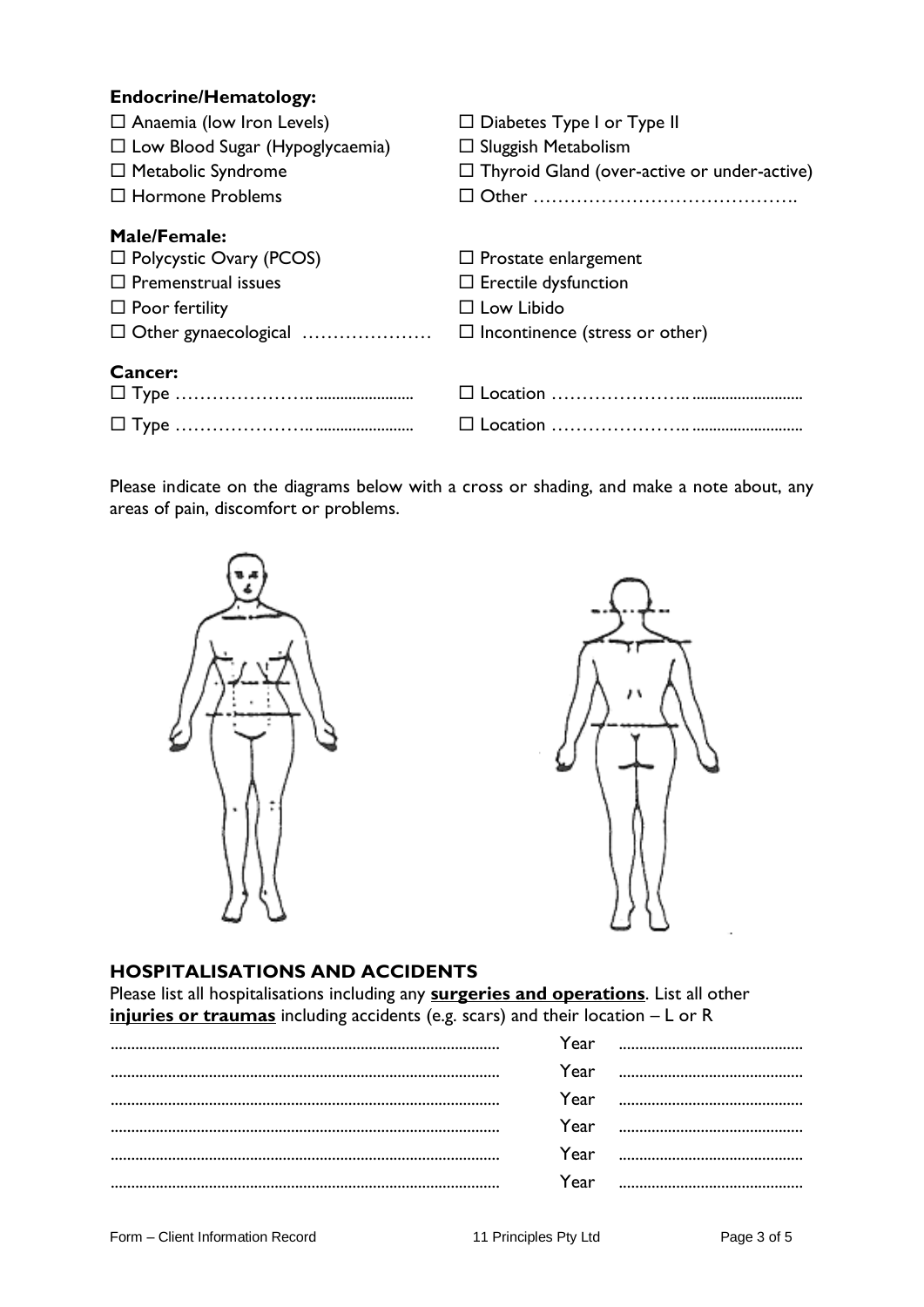**Endocrine/Hematology:**

☐ Anaemia (low Iron Levels)
☐ Low Blood Sugar (Hypoglycaemia)
☐ Metabolic Syndrome
☐ Hormone Problems
☐ Diabetes Type I or Type II
☐ Sluggish Metabolism
☐ Thyroid Gland (over-active or under-active)
☐ Other ……………………………………

**Male/Female:**

☐ Polycystic Ovary (PCOS)
☐ Premenstrual issues
☐ Poor fertility
☐ Other gynaecological …………………
☐ Prostate enlargement
☐ Erectile dysfunction
☐ Low Libido
☐ Incontinence (stress or other)

**Cancer:**

☐ Type ………………….........................
☐ Location ………………….........................
☐ Type ………………….........................
☐ Location ………………….........................

Please indicate on the diagrams below with a cross or shading, and make a note about, any areas of pain, discomfort or problems.

## HOSPITALISATIONS AND ACCIDENTS

Please list all hospitalisations including any **surgeries and operations**. List all other **injuries or traumas** including accidents (e.g. scars) and their location – L or R

| | | |
|---|---|---|
| ............................................................................ | Year | ............................................ |
| ............................................................................ | Year | ............................................ |
| ............................................................................ | Year | ............................................ |
| ............................................................................ | Year | ............................................ |
| ............................................................................ | Year | ............................................ |
| ............................................................................ | Year | ............................................ |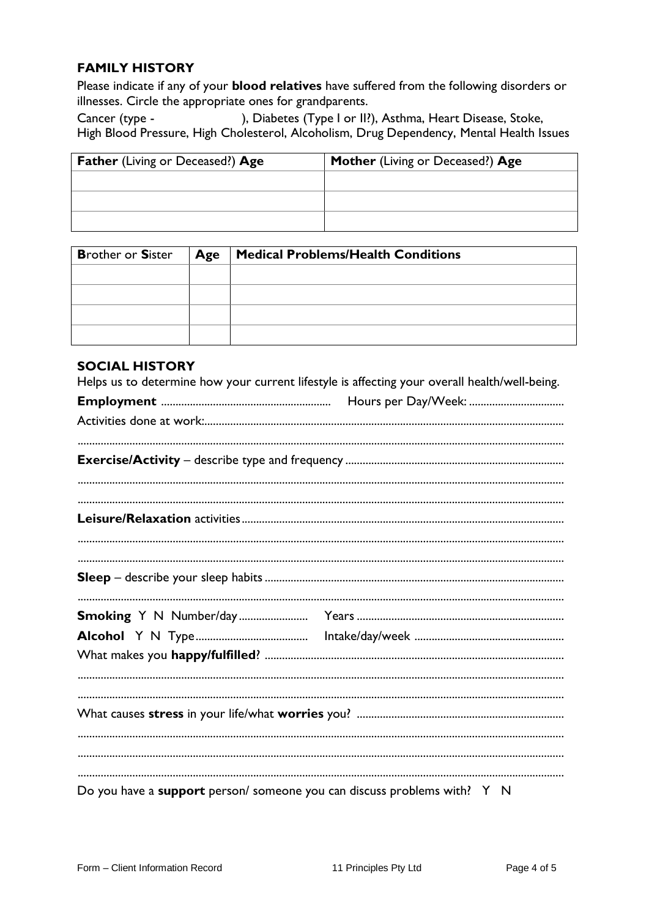## FAMILY HISTORY

Please indicate if any of your **blood relatives** have suffered from the following disorders or illnesses. Circle the appropriate ones for grandparents.

Cancer (type - ), Diabetes (Type I or II?), Asthma, Heart Disease, Stoke, High Blood Pressure, High Cholesterol, Alcoholism, Drug Dependency, Mental Health Issues

| **Father** (Living or Deceased?) **Age** | **Mother** (Living or Deceased?) **Age** |
|---|---|
| | |
| | |
| | |

| **B**rother or **S**ister | **Age** | **Medical Problems/Health Conditions** |
|---|---|---|
| | | |
| | | |
| | | |
| | | |

## SOCIAL HISTORY

Helps us to determine how your current lifestyle is affecting your overall health/well-being.

**Employment** .......................................................... Hours per Day/Week: ................................

Activities done at work:...........................................................................................................

......................................................................................................................................................

**Exercise/Activity** – describe type and frequency ..........................................................................

......................................................................................................................................................

......................................................................................................................................................

**Leisure/Relaxation** activities.............................................................................................................

......................................................................................................................................................

......................................................................................................................................................

**Sleep** – describe your sleep habits .......................................................................................

......................................................................................................................................................

**Smoking** Y N Number/day ........................ Years ........................................................................

**Alcohol** Y N Type....................................... Intake/day/week ...................................................

What makes you **happy/fulfilled**? ......................................................................................................

......................................................................................................................................................

......................................................................................................................................................

What causes **stress** in your life/what **worries** you? .......................................................................

......................................................................................................................................................

......................................................................................................................................................

......................................................................................................................................................

Do you have a **support** person/ someone you can discuss problems with? Y N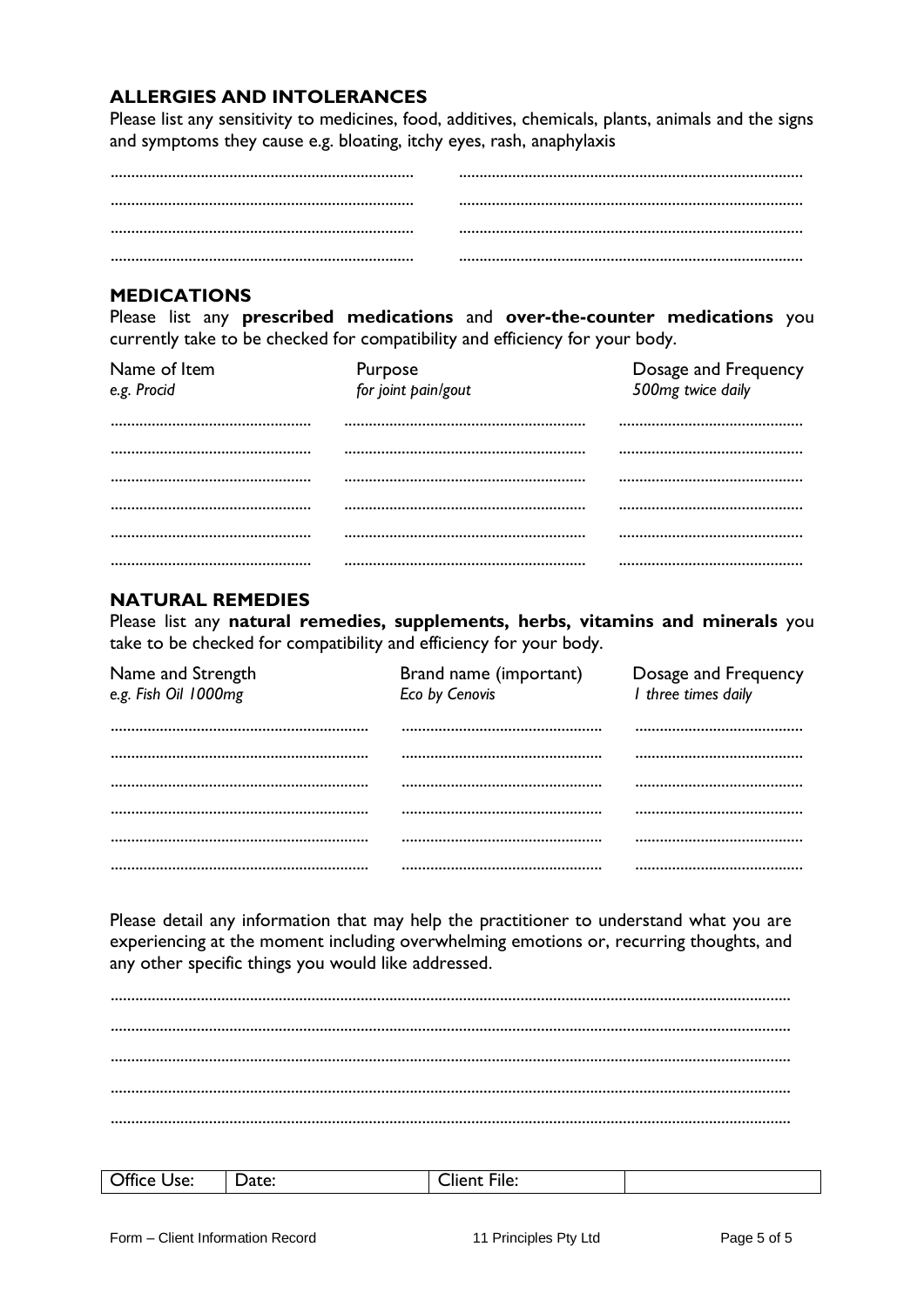## ALLERGIES AND INTOLERANCES

Please list any sensitivity to medicines, food, additives, chemicals, plants, animals and the signs and symptoms they cause e.g. bloating, itchy eyes, rash, anaphylaxis

| | |
|---|---|
| ........................................................................ | .................................................................................. |
| ........................................................................ | .................................................................................. |
| ........................................................................ | .................................................................................. |
| ........................................................................ | .................................................................................. |

## MEDICATIONS

Please list any **prescribed medications** and **over-the-counter medications** you currently take to be checked for compatibility and efficiency for your body.

| Name of Item<br>*e.g. Procid* | Purpose<br>*for joint pain/gout* | Dosage and Frequency<br>*500mg twice daily* |
|---|---|---|
| ................................................ | .......................................................... | ............................................ |
| ................................................ | .......................................................... | ............................................ |
| ................................................ | .......................................................... | ............................................ |
| ................................................ | .......................................................... | ............................................ |
| ................................................ | .......................................................... | ............................................ |
| ................................................ | .......................................................... | ............................................ |

## NATURAL REMEDIES

Please list any **natural remedies, supplements, herbs, vitamins and minerals** you take to be checked for compatibility and efficiency for your body.

| Name and Strength<br>*e.g. Fish Oil 1000mg* | Brand name (important)<br>*Eco by Cenovis* | Dosage and Frequency<br>*1 three times daily* |
|---|---|---|
| .............................................................. | ................................................ | ......................................... |
| .............................................................. | ................................................ | ......................................... |
| .............................................................. | ................................................ | ......................................... |
| .............................................................. | ................................................ | ......................................... |
| .............................................................. | ................................................ | ......................................... |
| .............................................................. | ................................................ | ......................................... |

Please detail any information that may help the practitioner to understand what you are experiencing at the moment including overwhelming emotions or, recurring thoughts, and any other specific things you would like addressed.

..................................................................................................................................................................

..................................................................................................................................................................

..................................................................................................................................................................

..................................................................................................................................................................

..................................................................................................................................................................

| Office Use: | Date: | Client File: | |
|---|---|---|---|